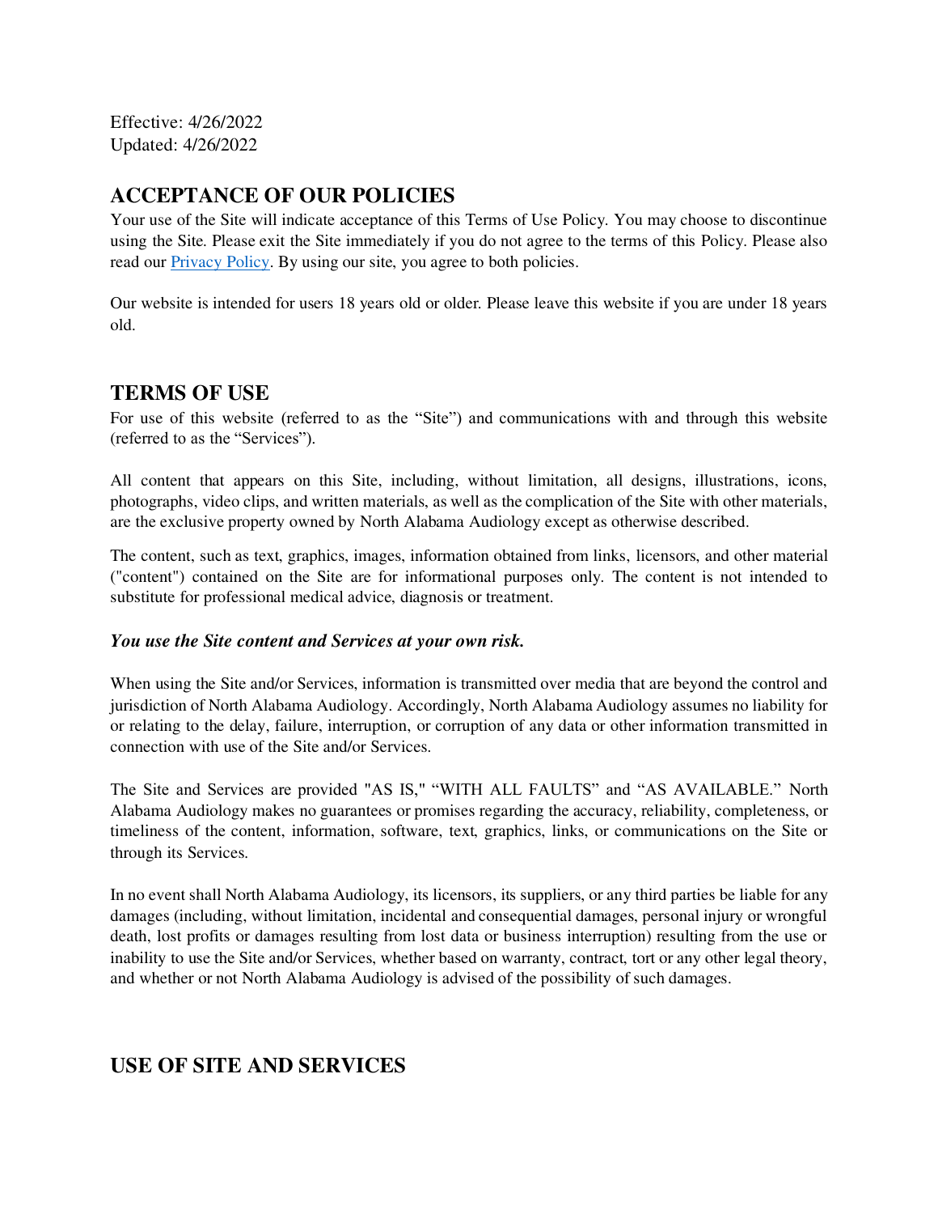Effective: 4/26/2022
Updated: 4/26/2022

## ACCEPTANCE OF OUR POLICIES

Your use of the Site will indicate acceptance of this Terms of Use Policy. You may choose to discontinue using the Site. Please exit the Site immediately if you do not agree to the terms of this Policy. Please also read our [Privacy Policy](). By using our site, you agree to both policies.

Our website is intended for users 18 years old or older. Please leave this website if you are under 18 years old.

## TERMS OF USE

For use of this website (referred to as the "Site") and communications with and through this website (referred to as the "Services").

All content that appears on this Site, including, without limitation, all designs, illustrations, icons, photographs, video clips, and written materials, as well as the complication of the Site with other materials, are the exclusive property owned by North Alabama Audiology except as otherwise described.

The content, such as text, graphics, images, information obtained from links, licensors, and other material ("content") contained on the Site are for informational purposes only. The content is not intended to substitute for professional medical advice, diagnosis or treatment.

***You use the Site content and Services at your own risk.***

When using the Site and/or Services, information is transmitted over media that are beyond the control and jurisdiction of North Alabama Audiology. Accordingly, North Alabama Audiology assumes no liability for or relating to the delay, failure, interruption, or corruption of any data or other information transmitted in connection with use of the Site and/or Services.

The Site and Services are provided "AS IS," "WITH ALL FAULTS" and "AS AVAILABLE." North Alabama Audiology makes no guarantees or promises regarding the accuracy, reliability, completeness, or timeliness of the content, information, software, text, graphics, links, or communications on the Site or through its Services.

In no event shall North Alabama Audiology, its licensors, its suppliers, or any third parties be liable for any damages (including, without limitation, incidental and consequential damages, personal injury or wrongful death, lost profits or damages resulting from lost data or business interruption) resulting from the use or inability to use the Site and/or Services, whether based on warranty, contract, tort or any other legal theory, and whether or not North Alabama Audiology is advised of the possibility of such damages.

## USE OF SITE AND SERVICES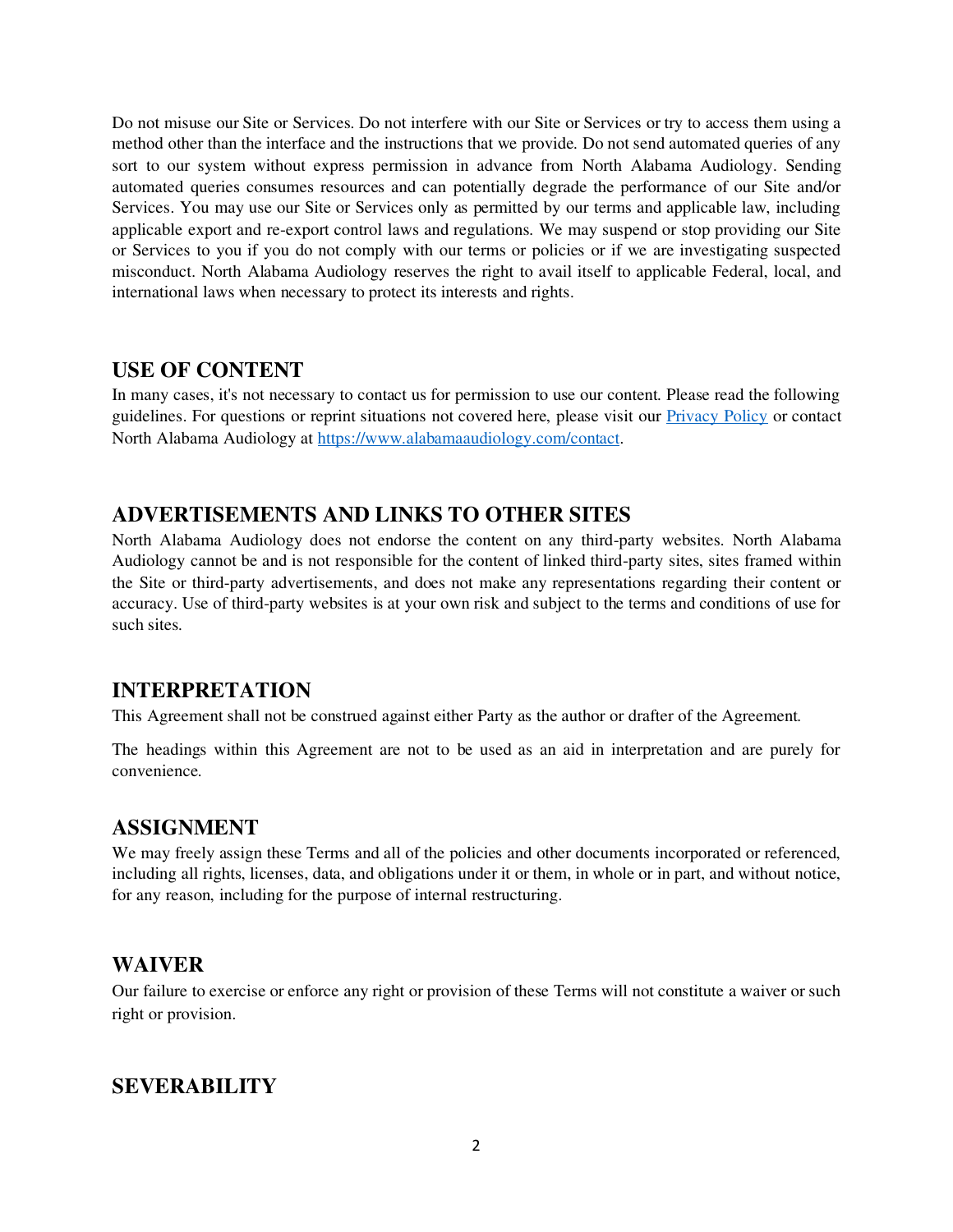Do not misuse our Site or Services. Do not interfere with our Site or Services or try to access them using a method other than the interface and the instructions that we provide. Do not send automated queries of any sort to our system without express permission in advance from North Alabama Audiology. Sending automated queries consumes resources and can potentially degrade the performance of our Site and/or Services. You may use our Site or Services only as permitted by our terms and applicable law, including applicable export and re-export control laws and regulations. We may suspend or stop providing our Site or Services to you if you do not comply with our terms or policies or if we are investigating suspected misconduct. North Alabama Audiology reserves the right to avail itself to applicable Federal, local, and international laws when necessary to protect its interests and rights.

## USE OF CONTENT

In many cases, it's not necessary to contact us for permission to use our content. Please read the following guidelines. For questions or reprint situations not covered here, please visit our [Privacy Policy]() or contact North Alabama Audiology at [https://www.alabamaaudiology.com/contact](https://www.alabamaaudiology.com/contact).

## ADVERTISEMENTS AND LINKS TO OTHER SITES

North Alabama Audiology does not endorse the content on any third-party websites. North Alabama Audiology cannot be and is not responsible for the content of linked third-party sites, sites framed within the Site or third-party advertisements, and does not make any representations regarding their content or accuracy. Use of third-party websites is at your own risk and subject to the terms and conditions of use for such sites.

## INTERPRETATION

This Agreement shall not be construed against either Party as the author or drafter of the Agreement.

The headings within this Agreement are not to be used as an aid in interpretation and are purely for convenience.

## ASSIGNMENT

We may freely assign these Terms and all of the policies and other documents incorporated or referenced, including all rights, licenses, data, and obligations under it or them, in whole or in part, and without notice, for any reason, including for the purpose of internal restructuring.

## WAIVER

Our failure to exercise or enforce any right or provision of these Terms will not constitute a waiver or such right or provision.

## SEVERABILITY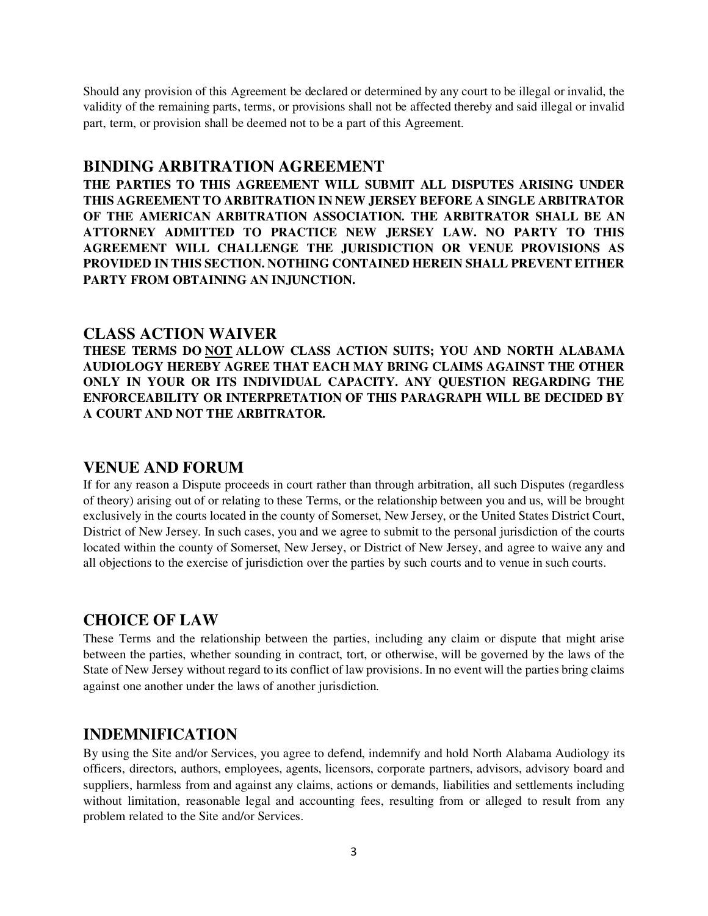Should any provision of this Agreement be declared or determined by any court to be illegal or invalid, the validity of the remaining parts, terms, or provisions shall not be affected thereby and said illegal or invalid part, term, or provision shall be deemed not to be a part of this Agreement.

## BINDING ARBITRATION AGREEMENT

**THE PARTIES TO THIS AGREEMENT WILL SUBMIT ALL DISPUTES ARISING UNDER THIS AGREEMENT TO ARBITRATION IN NEW JERSEY BEFORE A SINGLE ARBITRATOR OF THE AMERICAN ARBITRATION ASSOCIATION. THE ARBITRATOR SHALL BE AN ATTORNEY ADMITTED TO PRACTICE NEW JERSEY LAW. NO PARTY TO THIS AGREEMENT WILL CHALLENGE THE JURISDICTION OR VENUE PROVISIONS AS PROVIDED IN THIS SECTION. NOTHING CONTAINED HEREIN SHALL PREVENT EITHER PARTY FROM OBTAINING AN INJUNCTION.**

## CLASS ACTION WAIVER

**THESE TERMS DO <u>NOT</u> ALLOW CLASS ACTION SUITS; YOU AND NORTH ALABAMA AUDIOLOGY HEREBY AGREE THAT EACH MAY BRING CLAIMS AGAINST THE OTHER ONLY IN YOUR OR ITS INDIVIDUAL CAPACITY. ANY QUESTION REGARDING THE ENFORCEABILITY OR INTERPRETATION OF THIS PARAGRAPH WILL BE DECIDED BY A COURT AND NOT THE ARBITRATOR.**

## VENUE AND FORUM

If for any reason a Dispute proceeds in court rather than through arbitration, all such Disputes (regardless of theory) arising out of or relating to these Terms, or the relationship between you and us, will be brought exclusively in the courts located in the county of Somerset, New Jersey, or the United States District Court, District of New Jersey. In such cases, you and we agree to submit to the personal jurisdiction of the courts located within the county of Somerset, New Jersey, or District of New Jersey, and agree to waive any and all objections to the exercise of jurisdiction over the parties by such courts and to venue in such courts.

## CHOICE OF LAW

These Terms and the relationship between the parties, including any claim or dispute that might arise between the parties, whether sounding in contract, tort, or otherwise, will be governed by the laws of the State of New Jersey without regard to its conflict of law provisions. In no event will the parties bring claims against one another under the laws of another jurisdiction.

## INDEMNIFICATION

By using the Site and/or Services, you agree to defend, indemnify and hold North Alabama Audiology its officers, directors, authors, employees, agents, licensors, corporate partners, advisors, advisory board and suppliers, harmless from and against any claims, actions or demands, liabilities and settlements including without limitation, reasonable legal and accounting fees, resulting from or alleged to result from any problem related to the Site and/or Services.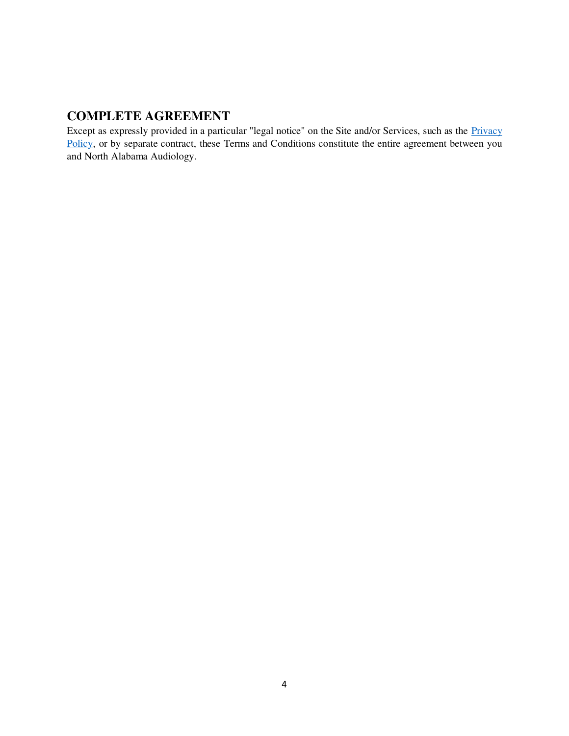## COMPLETE AGREEMENT

Except as expressly provided in a particular "legal notice" on the Site and/or Services, such as the Privacy Policy, or by separate contract, these Terms and Conditions constitute the entire agreement between you and North Alabama Audiology.